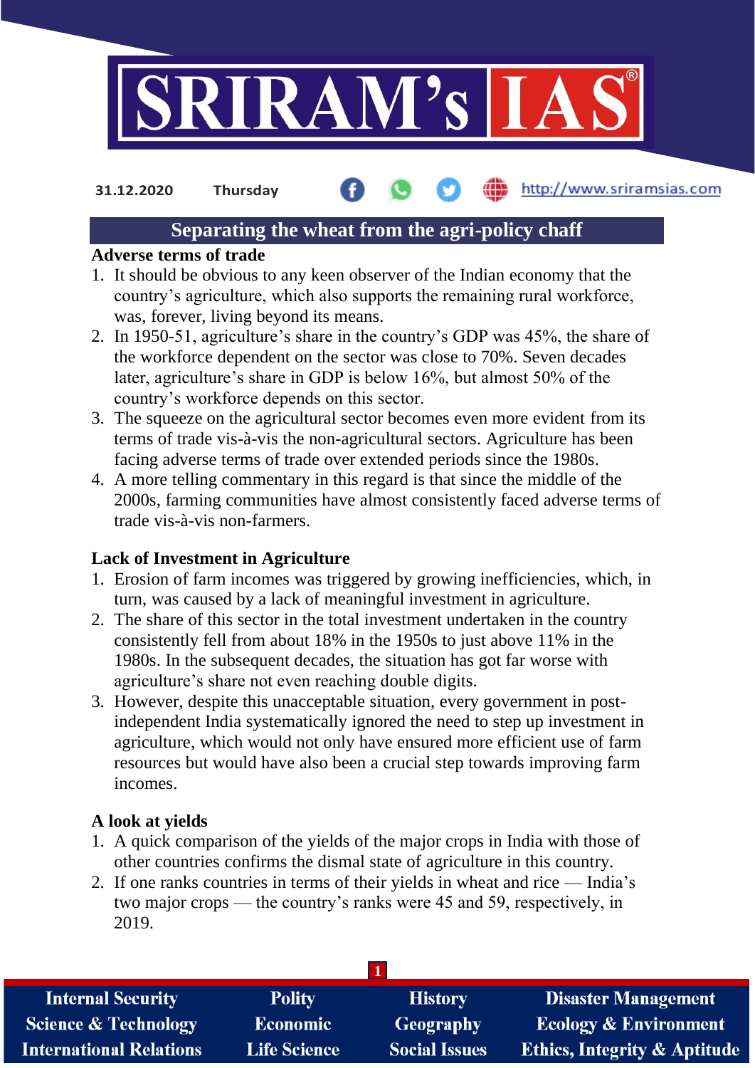31.12.2020 Thursday http://www.sriramsias.com

# Separating the wheat from the agri-policy chaff

## Adverse terms of trade

1. It should be obvious to any keen observer of the Indian economy that the country's agriculture, which also supports the remaining rural workforce, was, forever, living beyond its means.
2. In 1950-51, agriculture's share in the country's GDP was 45%, the share of the workforce dependent on the sector was close to 70%. Seven decades later, agriculture's share in GDP is below 16%, but almost 50% of the country's workforce depends on this sector.
3. The squeeze on the agricultural sector becomes even more evident from its terms of trade vis-à-vis the non-agricultural sectors. Agriculture has been facing adverse terms of trade over extended periods since the 1980s.
4. A more telling commentary in this regard is that since the middle of the 2000s, farming communities have almost consistently faced adverse terms of trade vis-à-vis non-farmers.

## Lack of Investment in Agriculture

1. Erosion of farm incomes was triggered by growing inefficiencies, which, in turn, was caused by a lack of meaningful investment in agriculture.
2. The share of this sector in the total investment undertaken in the country consistently fell from about 18% in the 1950s to just above 11% in the 1980s. In the subsequent decades, the situation has got far worse with agriculture's share not even reaching double digits.
3. However, despite this unacceptable situation, every government in post-independent India systematically ignored the need to step up investment in agriculture, which would not only have ensured more efficient use of farm resources but would have also been a crucial step towards improving farm incomes.

## A look at yields

1. A quick comparison of the yields of the major crops in India with those of other countries confirms the dismal state of agriculture in this country.
2. If one ranks countries in terms of their yields in wheat and rice — India's two major crops — the country's ranks were 45 and 59, respectively, in 2019.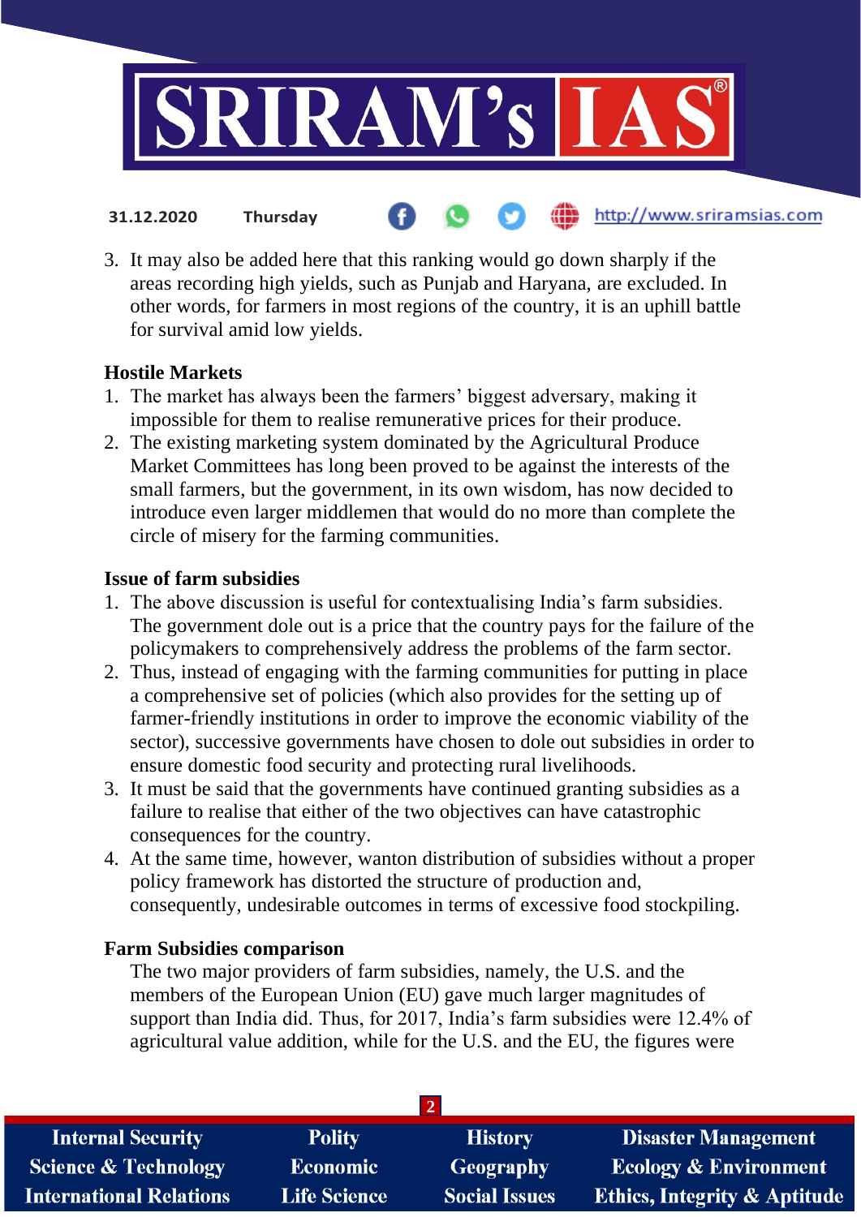3. It may also be added here that this ranking would go down sharply if the areas recording high yields, such as Punjab and Haryana, are excluded. In other words, for farmers in most regions of the country, it is an uphill battle for survival amid low yields.

**Hostile Markets**

1. The market has always been the farmers' biggest adversary, making it impossible for them to realise remunerative prices for their produce.
2. The existing marketing system dominated by the Agricultural Produce Market Committees has long been proved to be against the interests of the small farmers, but the government, in its own wisdom, has now decided to introduce even larger middlemen that would do no more than complete the circle of misery for the farming communities.

**Issue of farm subsidies**

1. The above discussion is useful for contextualising India's farm subsidies. The government dole out is a price that the country pays for the failure of the policymakers to comprehensively address the problems of the farm sector.
2. Thus, instead of engaging with the farming communities for putting in place a comprehensive set of policies (which also provides for the setting up of farmer-friendly institutions in order to improve the economic viability of the sector), successive governments have chosen to dole out subsidies in order to ensure domestic food security and protecting rural livelihoods.
3. It must be said that the governments have continued granting subsidies as a failure to realise that either of the two objectives can have catastrophic consequences for the country.
4. At the same time, however, wanton distribution of subsidies without a proper policy framework has distorted the structure of production and, consequently, undesirable outcomes in terms of excessive food stockpiling.

**Farm Subsidies comparison**

The two major providers of farm subsidies, namely, the U.S. and the members of the European Union (EU) gave much larger magnitudes of support than India did. Thus, for 2017, India's farm subsidies were 12.4% of agricultural value addition, while for the U.S. and the EU, the figures were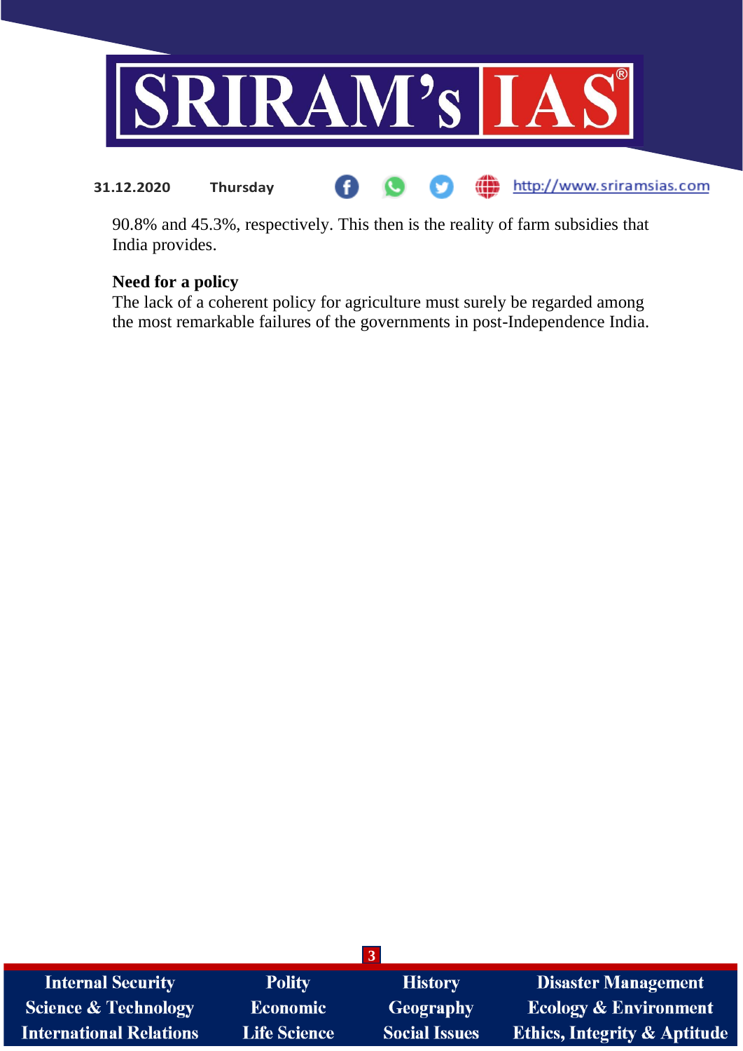90.8% and 45.3%, respectively. This then is the reality of farm subsidies that India provides.

**Need for a policy**

The lack of a coherent policy for agriculture must surely be regarded among the most remarkable failures of the governments in post-Independence India.